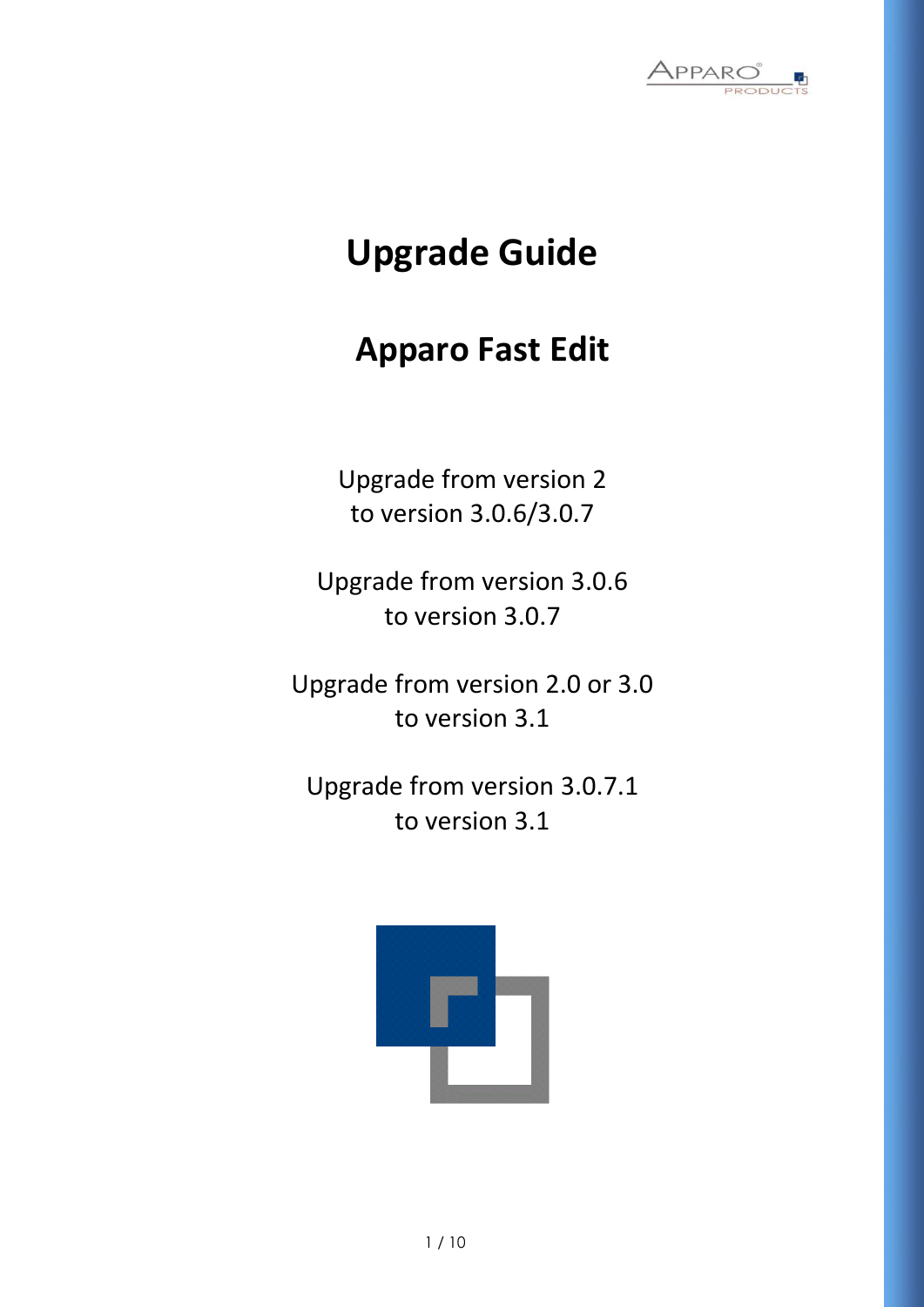# Upgrade Guide

## Apparo Fast Edit

Upgrade from version 2
to version 3.0.6/3.0.7

Upgrade from version 3.0.6
to version 3.0.7

Upgrade from version 2.0 or 3.0
to version 3.1

Upgrade from version 3.0.7.1
to version 3.1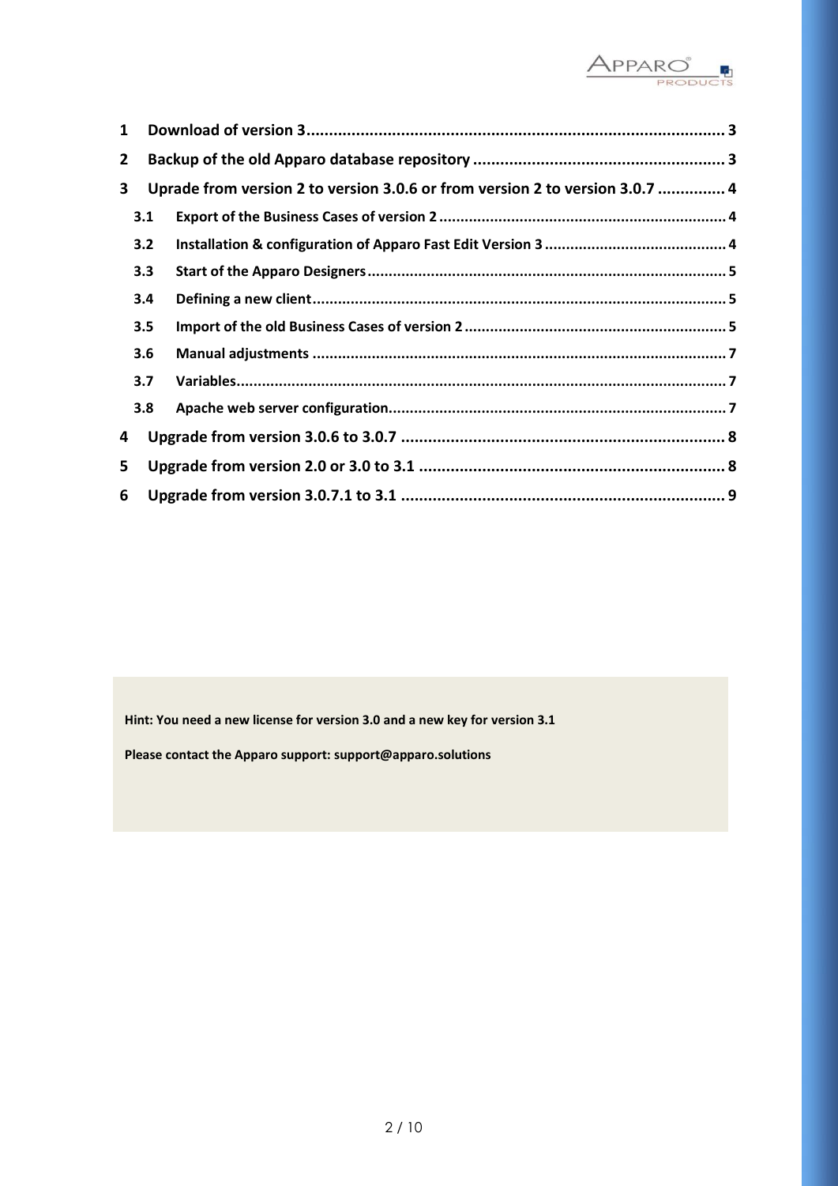| | | |
|---|---|---|
| **1** | **Download of version 3** | **3** |
| **2** | **Backup of the old Apparo database repository** | **3** |
| **3** | **Uprade from version 2 to version 3.0.6 or from version 2 to version 3.0.7** | **4** |
| **3.1** | **Export of the Business Cases of version 2** | **4** |
| **3.2** | **Installation & configuration of Apparo Fast Edit Version 3** | **4** |
| **3.3** | **Start of the Apparo Designers** | **5** |
| **3.4** | **Defining a new client** | **5** |
| **3.5** | **Import of the old Business Cases of version 2** | **5** |
| **3.6** | **Manual adjustments** | **7** |
| **3.7** | **Variables** | **7** |
| **3.8** | **Apache web server configuration** | **7** |
| **4** | **Upgrade from version 3.0.6 to 3.0.7** | **8** |
| **5** | **Upgrade from version 2.0 or 3.0 to 3.1** | **8** |
| **6** | **Upgrade from version 3.0.7.1 to 3.1** | **9** |

**Hint: You need a new license for version 3.0 and a new key for version 3.1**

**Please contact the Apparo support: support@apparo.solutions**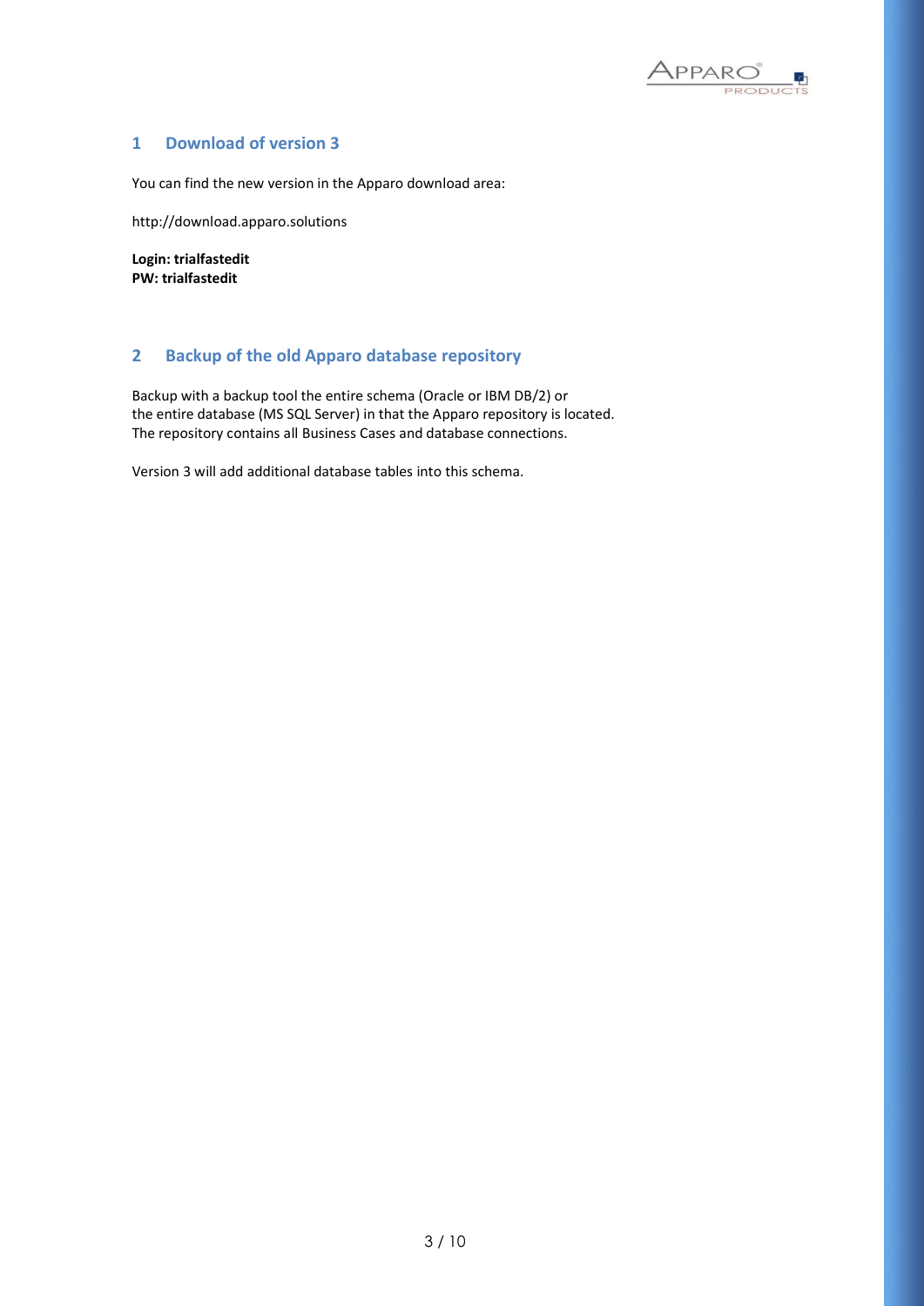# 1 Download of version 3

You can find the new version in the Apparo download area:

http://download.apparo.solutions

**Login: trialfastedit**
**PW: trialfastedit**

# 2 Backup of the old Apparo database repository

Backup with a backup tool the entire schema (Oracle or IBM DB/2) or
the entire database (MS SQL Server) in that the Apparo repository is located.
The repository contains all Business Cases and database connections.

Version 3 will add additional database tables into this schema.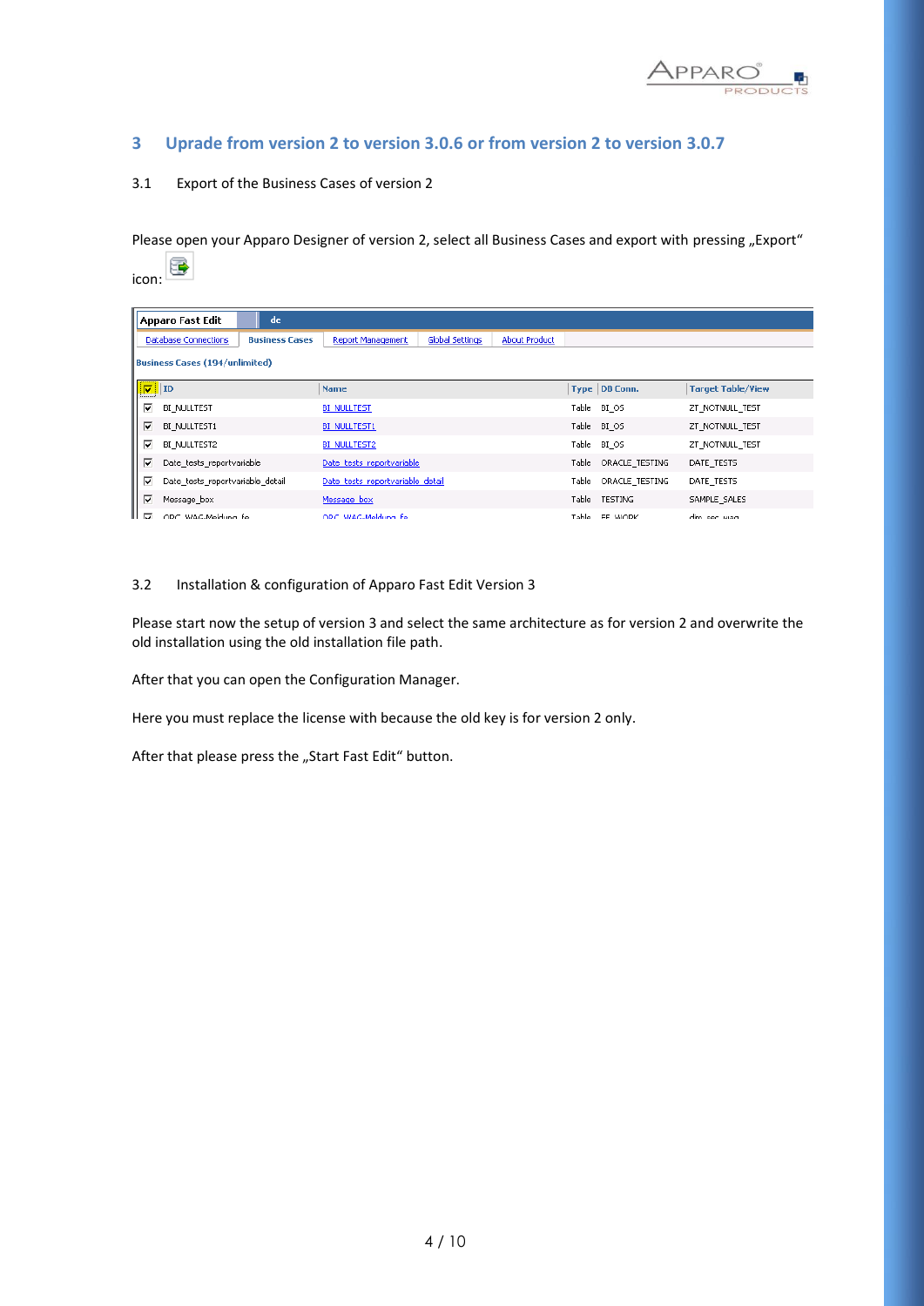## 3 Uprade from version 2 to version 3.0.6 or from version 2 to version 3.0.7

### 3.1 Export of the Business Cases of version 2

Please open your Apparo Designer of version 2, select all Business Cases and export with pressing „Export" icon:

### 3.2 Installation & configuration of Apparo Fast Edit Version 3

Please start now the setup of version 3 and select the same architecture as for version 2 and overwrite the old installation using the old installation file path.

After that you can open the Configuration Manager.

Here you must replace the license with because the old key is for version 2 only.

After that please press the „Start Fast Edit" button.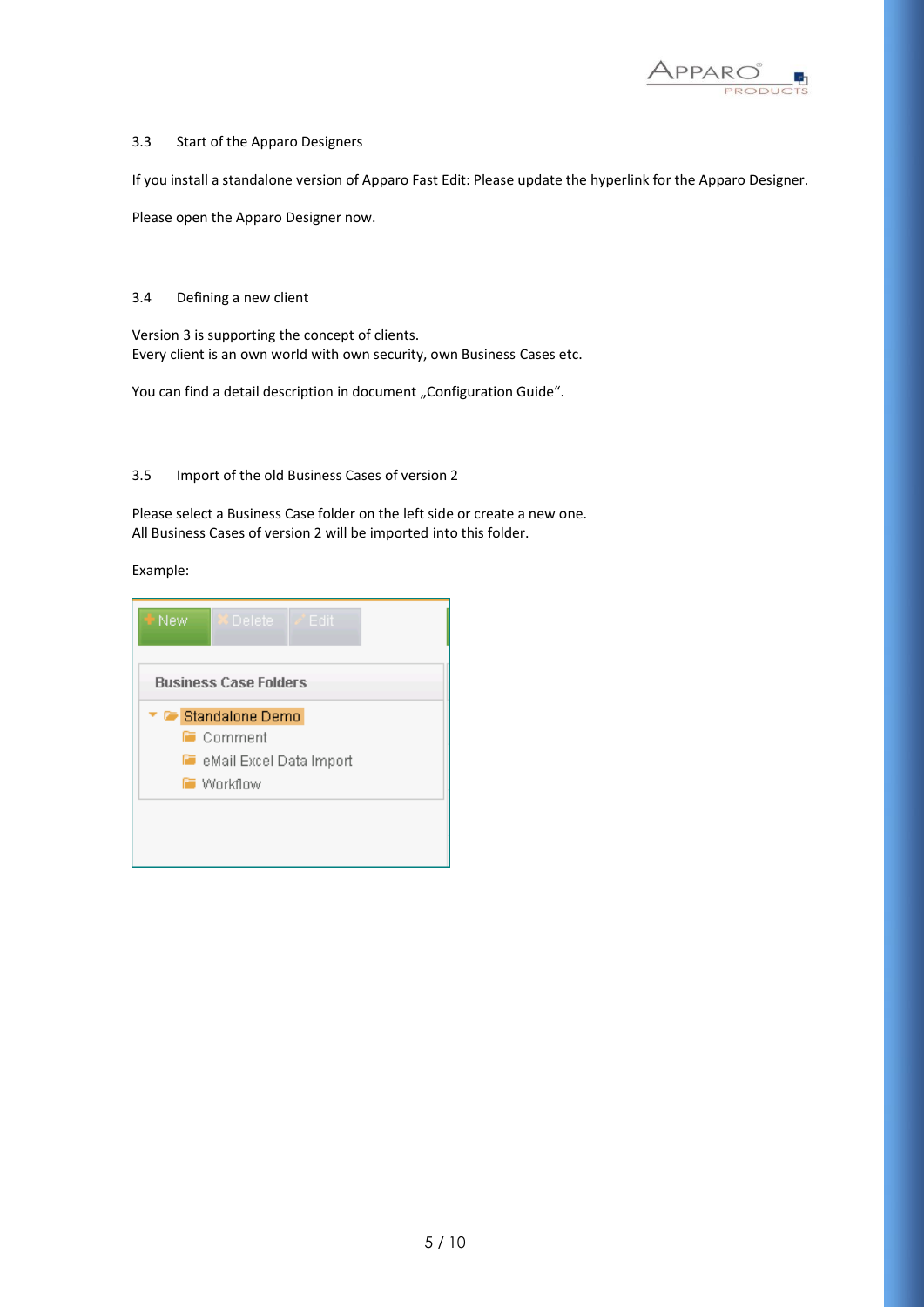## 3.3 Start of the Apparo Designers

If you install a standalone version of Apparo Fast Edit: Please update the hyperlink for the Apparo Designer.

Please open the Apparo Designer now.

## 3.4 Defining a new client

Version 3 is supporting the concept of clients.
Every client is an own world with own security, own Business Cases etc.

You can find a detail description in document „Configuration Guide“.

## 3.5 Import of the old Business Cases of version 2

Please select a Business Case folder on the left side or create a new one.
All Business Cases of version 2 will be imported into this folder.

Example: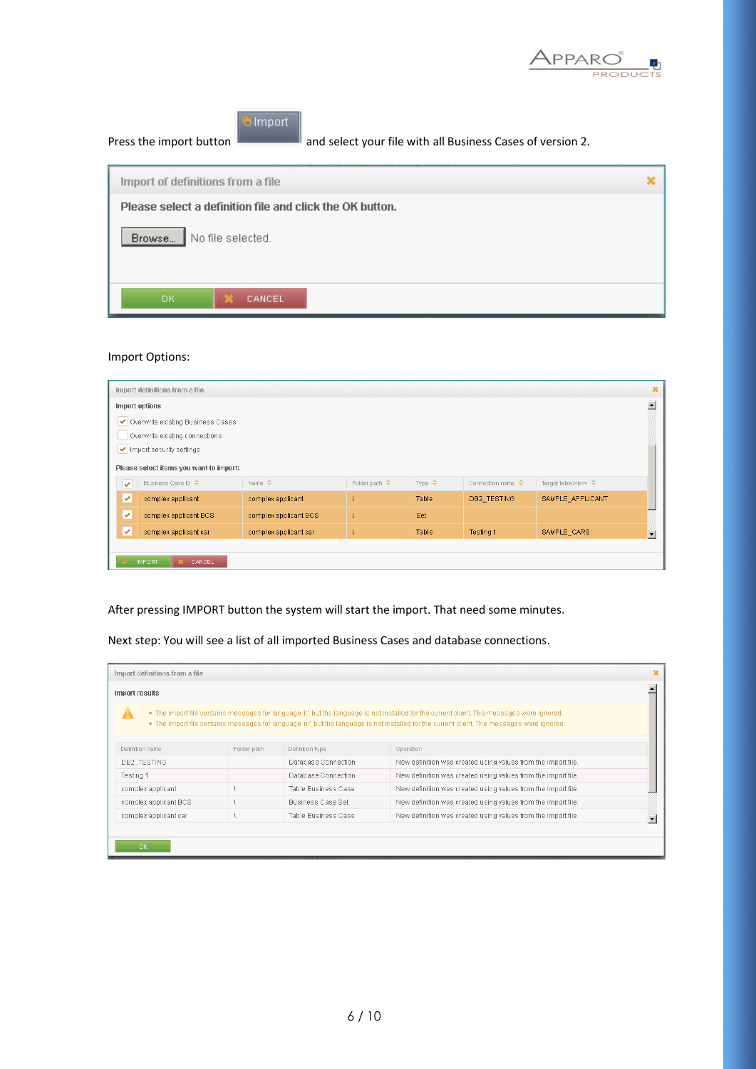Press the import button Import and select your file with all Business Cases of version 2.

Import of definitions from a file

Please select a definition file and click the OK button.

Browse... No file selected.

OK CANCEL

Import Options:

Import definitions from a file

Import options

- [x] Overwrite existing Business Cases
- [ ] Overwrite existing connections
- [x] Import security settings

Please select items you want to import:

| ✓ | Business Case ID | Name | Folder path | Type | Connection name | Target table/view |
|---|---|---|---|---|---|---|
| ✓ | complex applicant | complex applicant | \ | Table | DB2_TESTING | SAMPLE_APPLICANT |
| ✓ | complex applicant BCS | complex applicant BCS | \ | Set | | |
| ✓ | complex applicant car | complex applicant car | \ | Table | Testing 1 | SAMPLE_CARS |

IMPORT CANCEL

After pressing IMPORT button the system will start the import. That need some minutes.

Next step: You will see a list of all imported Business Cases and database connections.

Import definitions from a file

Import results

- The import file contains messages for language 'it', but the language is not installed for the current client. The messages were ignored.
- The import file contains messages for language 'nl', but the language is not installed for the current client. The messages were ignored.

| Definition name | Folder path | Definition type | Operation |
|---|---|---|---|
| DB2_TESTING | | Database Connection | New definition was created using values from the import file. |
| Testing 1 | | Database Connection | New definition was created using values from the import file. |
| complex applicant | \ | Table Business Case | New definition was created using values from the import file. |
| complex applicant BCS | \ | Business Case Set | New definition was created using values from the import file. |
| complex applicant car | \ | Table Business Case | New definition was created using values from the import file. |

OK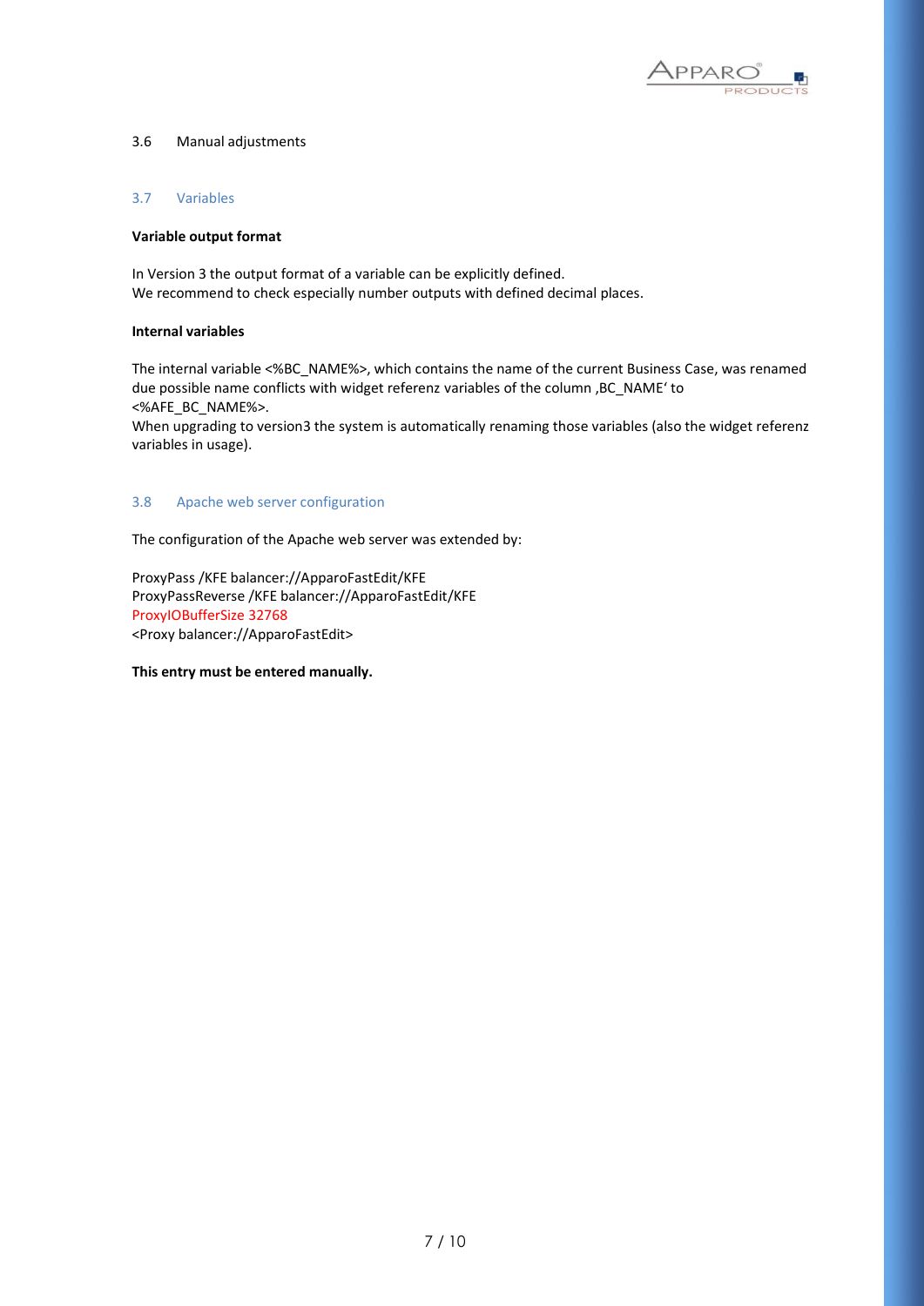## 3.6 Manual adjustments

## 3.7 Variables

**Variable output format**

In Version 3 the output format of a variable can be explicitly defined.
We recommend to check especially number outputs with defined decimal places.

**Internal variables**

The internal variable <%BC_NAME%>, which contains the name of the current Business Case, was renamed due possible name conflicts with widget referenz variables of the column ‚BC_NAME' to <%AFE_BC_NAME%>.
When upgrading to version3 the system is automatically renaming those variables (also the widget referenz variables in usage).

## 3.8 Apache web server configuration

The configuration of the Apache web server was extended by:

```
ProxyPass /KFE balancer://ApparoFastEdit/KFE
ProxyPassReverse /KFE balancer://ApparoFastEdit/KFE
ProxyIOBufferSize 32768
<Proxy balancer://ApparoFastEdit>
```

**This entry must be entered manually.**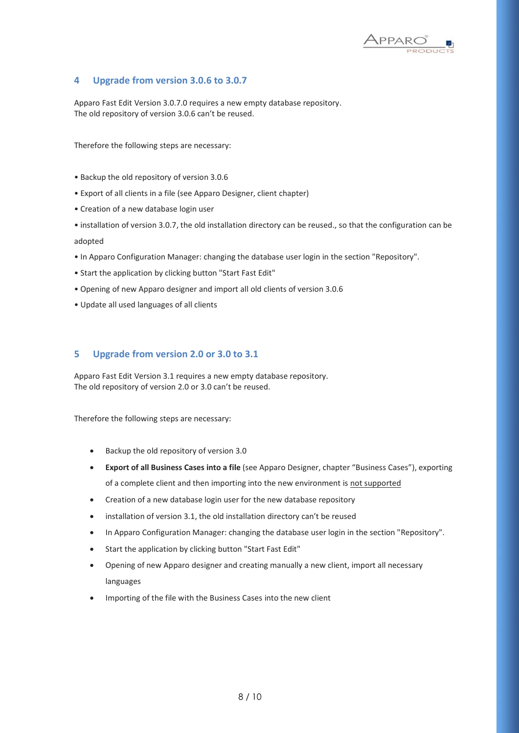## 4 Upgrade from version 3.0.6 to 3.0.7

Apparo Fast Edit Version 3.0.7.0 requires a new empty database repository.
The old repository of version 3.0.6 can't be reused.

Therefore the following steps are necessary:

• Backup the old repository of version 3.0.6

• Export of all clients in a file (see Apparo Designer, client chapter)

• Creation of a new database login user

• installation of version 3.0.7, the old installation directory can be reused., so that the configuration can be adopted

• In Apparo Configuration Manager: changing the database user login in the section "Repository".

• Start the application by clicking button "Start Fast Edit"

• Opening of new Apparo designer and import all old clients of version 3.0.6

• Update all used languages of all clients

## 5 Upgrade from version 2.0 or 3.0 to 3.1

Apparo Fast Edit Version 3.1 requires a new empty database repository.
The old repository of version 2.0 or 3.0 can't be reused.

Therefore the following steps are necessary:

- Backup the old repository of version 3.0
- **Export of all Business Cases into a file** (see Apparo Designer, chapter "Business Cases"), exporting of a complete client and then importing into the new environment is not supported
- Creation of a new database login user for the new database repository
- installation of version 3.1, the old installation directory can't be reused
- In Apparo Configuration Manager: changing the database user login in the section "Repository".
- Start the application by clicking button "Start Fast Edit"
- Opening of new Apparo designer and creating manually a new client, import all necessary languages
- Importing of the file with the Business Cases into the new client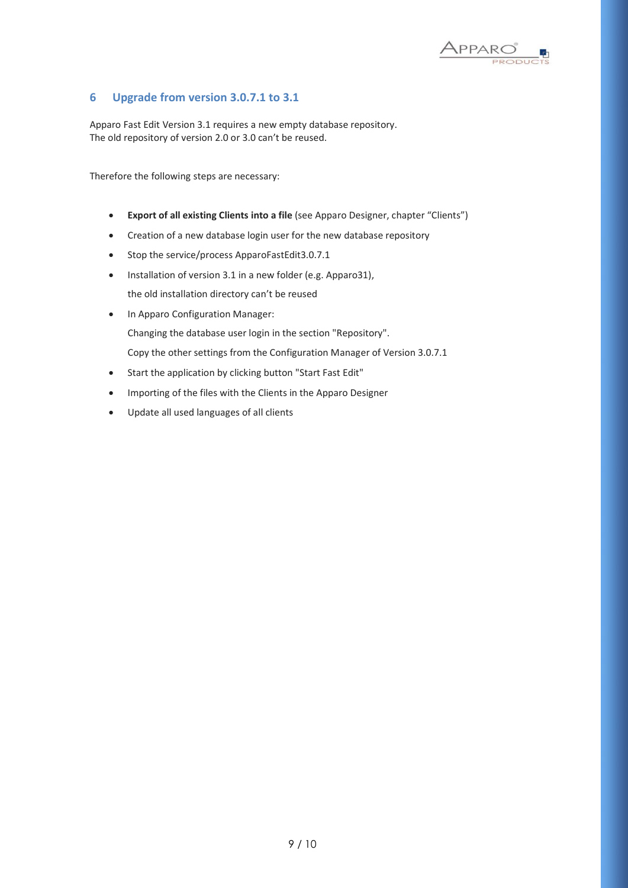## 6 Upgrade from version 3.0.7.1 to 3.1

Apparo Fast Edit Version 3.1 requires a new empty database repository.
The old repository of version 2.0 or 3.0 can't be reused.

Therefore the following steps are necessary:

- **Export of all existing Clients into a file** (see Apparo Designer, chapter "Clients")
- Creation of a new database login user for the new database repository
- Stop the service/process ApparoFastEdit3.0.7.1
- Installation of version 3.1 in a new folder (e.g. Apparo31),
  the old installation directory can't be reused
- In Apparo Configuration Manager:
  Changing the database user login in the section "Repository".
  Copy the other settings from the Configuration Manager of Version 3.0.7.1
- Start the application by clicking button "Start Fast Edit"
- Importing of the files with the Clients in the Apparo Designer
- Update all used languages of all clients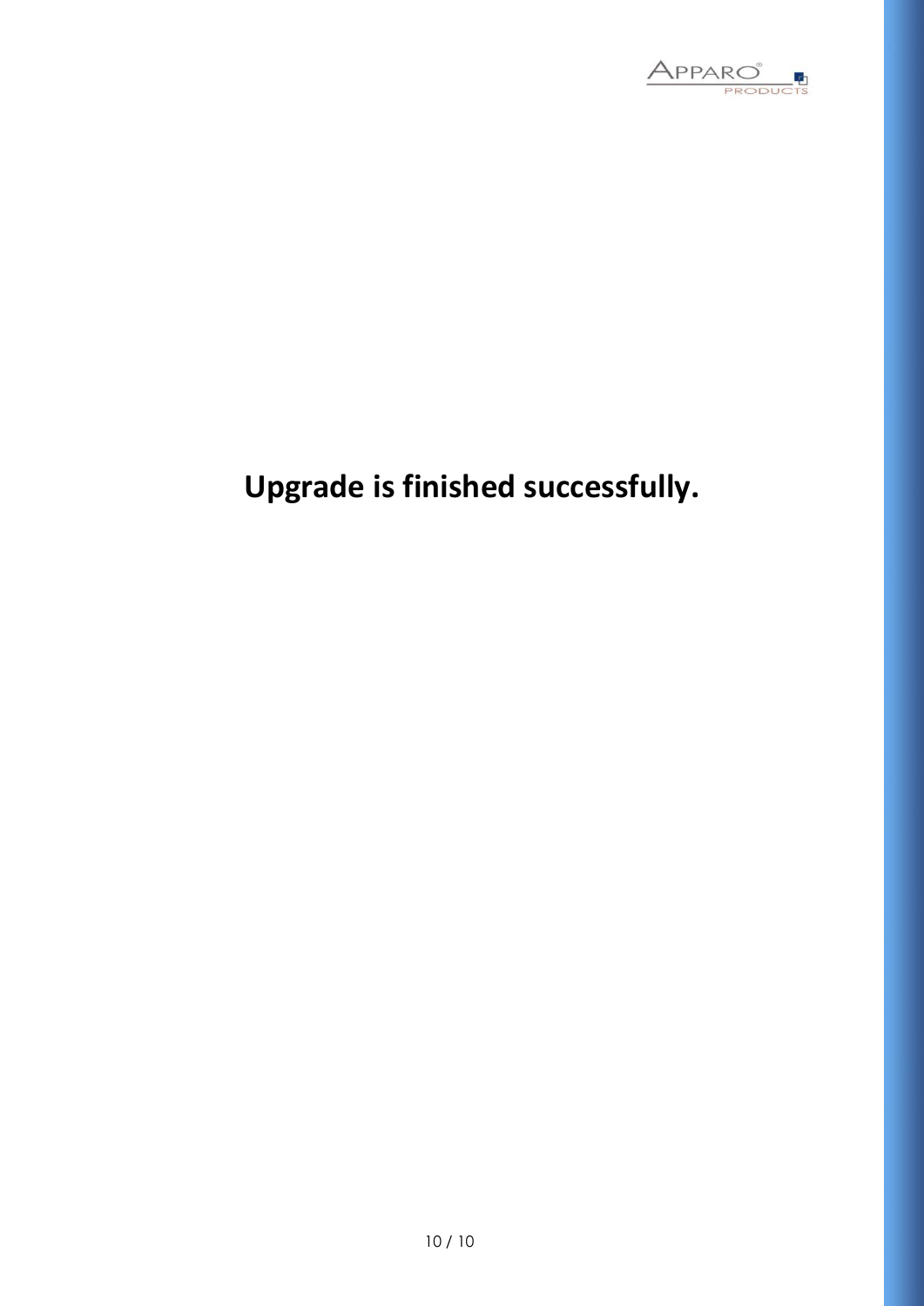**Upgrade is finished successfully.**